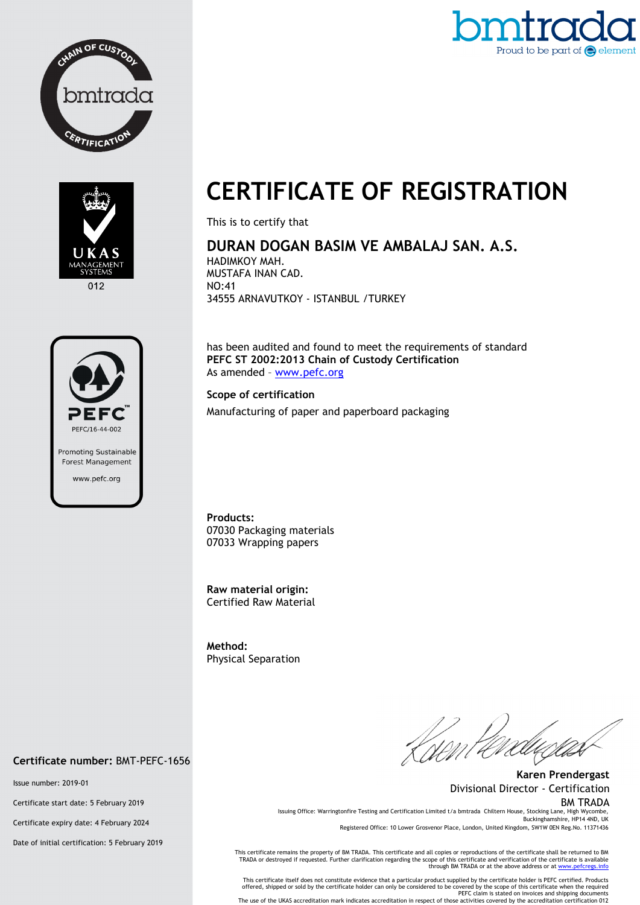bmtrada
Proud to be part of element

# CERTIFICATE OF REGISTRATION

This is to certify that

## DURAN DOGAN BASIM VE AMBALAJ SAN. A.S.

HADIMKOY MAH.
MUSTAFA INAN CAD.
NO:41
34555 ARNAVUTKOY - ISTANBUL /TURKEY

has been audited and found to meet the requirements of standard
**PEFC ST 2002:2013 Chain of Custody Certification**
As amended - www.pefc.org

**Scope of certification**

Manufacturing of paper and paperboard packaging

**Products:**
07030 Packaging materials
07033 Wrapping papers

**Raw material origin:**
Certified Raw Material

**Method:**
Physical Separation

UKAS MANAGEMENT SYSTEMS 012

PEFC/16-44-002
Promoting Sustainable Forest Management
www.pefc.org

**Certificate number:** BMT-PEFC-1656

Issue number: 2019-01

Certificate start date: 5 February 2019

Certificate expiry date: 4 February 2024

Date of initial certification: 5 February 2019

**Karen Prendergast**
Divisional Director - Certification
BM TRADA

Issuing Office: Warringtonfire Testing and Certification Limited t/a bmtrada Chiltern House, Stocking Lane, High Wycombe, Buckinghamshire, HP14 4ND, UK
Registered Office: 10 Lower Grosvenor Place, London, United Kingdom, SW1W 0EN Reg.No. 11371436

This certificate remains the property of BM TRADA. This certificate and all copies or reproductions of the certificate shall be returned to BM TRADA or destroyed if requested. Further clarification regarding the scope of this certificate and verification of the certificate is available through BM TRADA or at the above address or at www.pefcregs.info

This certificate itself does not constitute evidence that a particular product supplied by the certificate holder is PEFC certified. Products offered, shipped or sold by the certificate holder can only be considered to be covered by the scope of this certificate when the required PEFC claim is stated on invoices and shipping documents
The use of the UKAS accreditation mark indicates accreditation in respect of those activities covered by the accreditation certification 012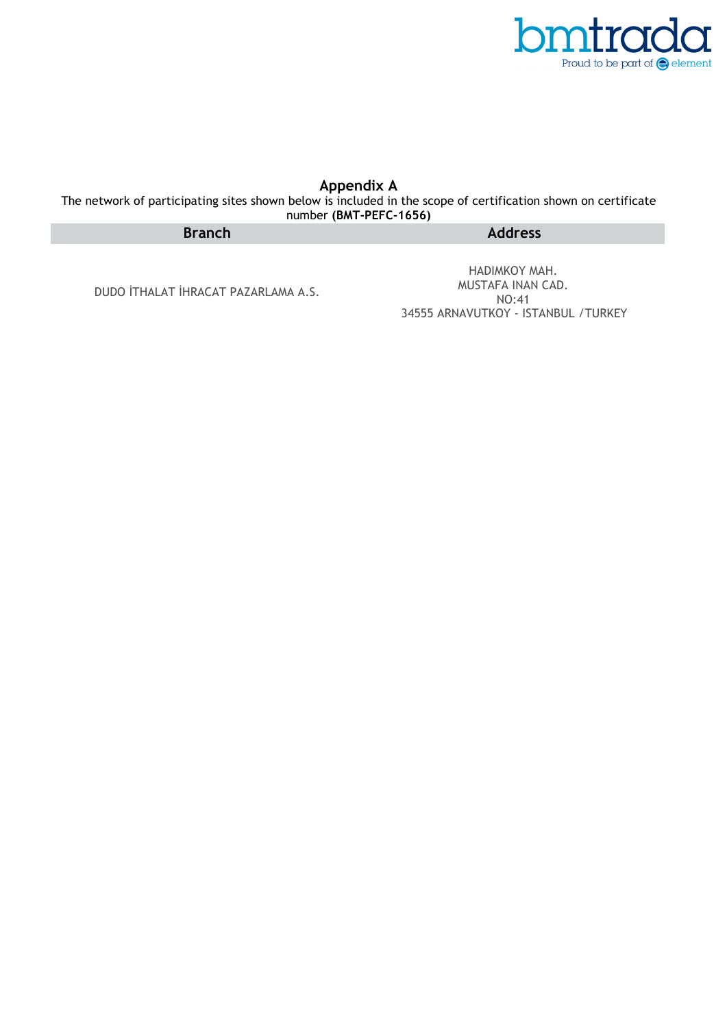## Appendix A

The network of participating sites shown below is included in the scope of certification shown on certificate number **(BMT-PEFC-1656)**

| Branch | Address |
|---|---|
| DUDO İTHALAT İHRACAT PAZARLAMA A.S. | HADIMKOY MAH.<br>MUSTAFA INAN CAD.<br>NO:41<br>34555 ARNAVUTKOY - ISTANBUL /TURKEY |